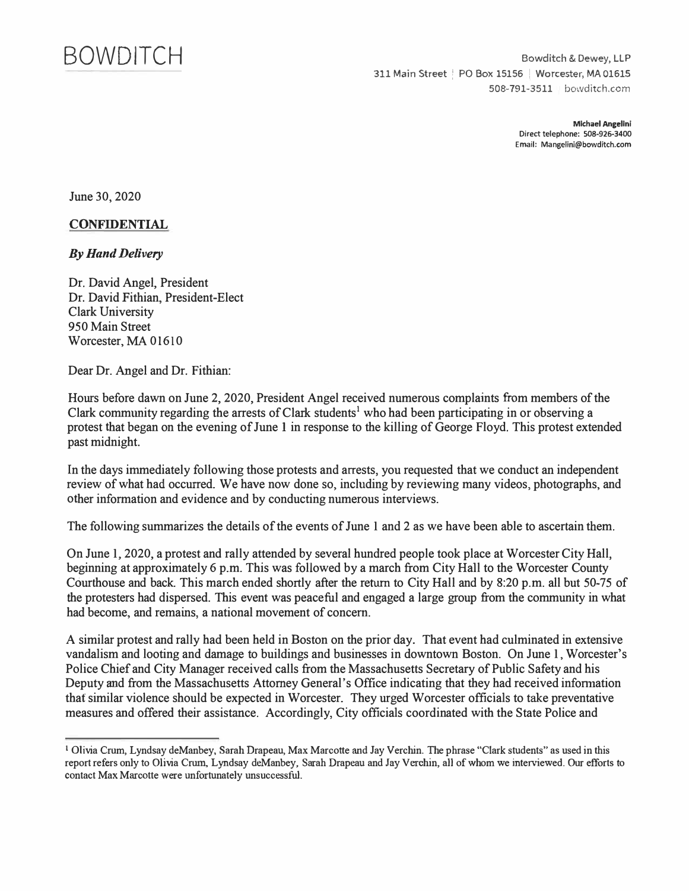# BOWDITCH

Bowditch & Dewey, LLP
311 Main Street | PO Box 15156 | Worcester, MA 01615
508-791-3511 | bowditch.com

**Michael Angelini**
Direct telephone: 508-926-3400
Email: Mangelini@bowditch.com

June 30, 2020

**CONFIDENTIAL**

***By Hand Delivery***

Dr. David Angel, President
Dr. David Fithian, President-Elect
Clark University
950 Main Street
Worcester, MA 01610

Dear Dr. Angel and Dr. Fithian:

Hours before dawn on June 2, 2020, President Angel received numerous complaints from members of the Clark community regarding the arrests of Clark students[1] who had been participating in or observing a protest that began on the evening of June 1 in response to the killing of George Floyd. This protest extended past midnight.

In the days immediately following those protests and arrests, you requested that we conduct an independent review of what had occurred. We have now done so, including by reviewing many videos, photographs, and other information and evidence and by conducting numerous interviews.

The following summarizes the details of the events of June 1 and 2 as we have been able to ascertain them.

On June 1, 2020, a protest and rally attended by several hundred people took place at Worcester City Hall, beginning at approximately 6 p.m. This was followed by a march from City Hall to the Worcester County Courthouse and back. This march ended shortly after the return to City Hall and by 8:20 p.m. all but 50-75 of the protesters had dispersed. This event was peaceful and engaged a large group from the community in what had become, and remains, a national movement of concern.

A similar protest and rally had been held in Boston on the prior day. That event had culminated in extensive vandalism and looting and damage to buildings and businesses in downtown Boston. On June 1, Worcester's Police Chief and City Manager received calls from the Massachusetts Secretary of Public Safety and his Deputy and from the Massachusetts Attorney General's Office indicating that they had received information that similar violence should be expected in Worcester. They urged Worcester officials to take preventative measures and offered their assistance. Accordingly, City officials coordinated with the State Police and

---

[1] Olivia Crum, Lyndsay deManbey, Sarah Drapeau, Max Marcotte and Jay Verchin. The phrase "Clark students" as used in this report refers only to Olivia Crum, Lyndsay deManbey, Sarah Drapeau and Jay Verchin, all of whom we interviewed. Our efforts to contact Max Marcotte were unfortunately unsuccessful.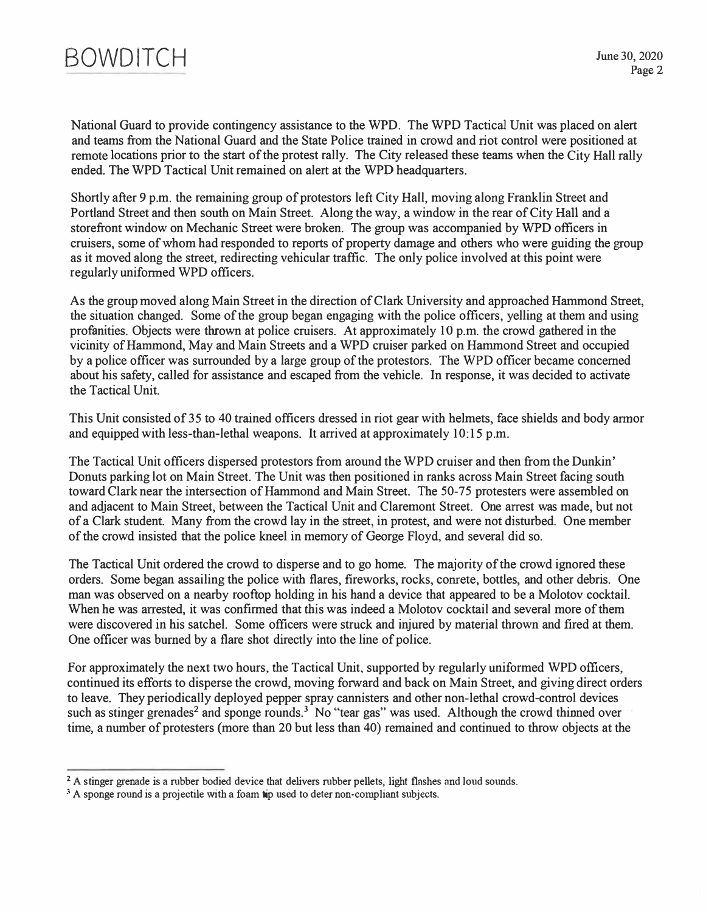National Guard to provide contingency assistance to the WPD. The WPD Tactical Unit was placed on alert and teams from the National Guard and the State Police trained in crowd and riot control were positioned at remote locations prior to the start of the protest rally. The City released these teams when the City Hall rally ended. The WPD Tactical Unit remained on alert at the WPD headquarters.

Shortly after 9 p.m. the remaining group of protestors left City Hall, moving along Franklin Street and Portland Street and then south on Main Street. Along the way, a window in the rear of City Hall and a storefront window on Mechanic Street were broken. The group was accompanied by WPD officers in cruisers, some of whom had responded to reports of property damage and others who were guiding the group as it moved along the street, redirecting vehicular traffic. The only police involved at this point were regularly uniformed WPD officers.

As the group moved along Main Street in the direction of Clark University and approached Hammond Street, the situation changed. Some of the group began engaging with the police officers, yelling at them and using profanities. Objects were thrown at police cruisers. At approximately 10 p.m. the crowd gathered in the vicinity of Hammond, May and Main Streets and a WPD cruiser parked on Hammond Street and occupied by a police officer was surrounded by a large group of the protestors. The WPD officer became concerned about his safety, called for assistance and escaped from the vehicle. In response, it was decided to activate the Tactical Unit.

This Unit consisted of 35 to 40 trained officers dressed in riot gear with helmets, face shields and body armor and equipped with less-than-lethal weapons. It arrived at approximately 10:15 p.m.

The Tactical Unit officers dispersed protestors from around the WPD cruiser and then from the Dunkin' Donuts parking lot on Main Street. The Unit was then positioned in ranks across Main Street facing south toward Clark near the intersection of Hammond and Main Street. The 50-75 protesters were assembled on and adjacent to Main Street, between the Tactical Unit and Claremont Street. One arrest was made, but not of a Clark student. Many from the crowd lay in the street, in protest, and were not disturbed. One member of the crowd insisted that the police kneel in memory of George Floyd, and several did so.

The Tactical Unit ordered the crowd to disperse and to go home. The majority of the crowd ignored these orders. Some began assailing the police with flares, fireworks, rocks, conrete, bottles, and other debris. One man was observed on a nearby rooftop holding in his hand a device that appeared to be a Molotov cocktail. When he was arrested, it was confirmed that this was indeed a Molotov cocktail and several more of them were discovered in his satchel. Some officers were struck and injured by material thrown and fired at them. One officer was burned by a flare shot directly into the line of police.

For approximately the next two hours, the Tactical Unit, supported by regularly uniformed WPD officers, continued its efforts to disperse the crowd, moving forward and back on Main Street, and giving direct orders to leave. They periodically deployed pepper spray cannisters and other non-lethal crowd-control devices such as stinger grenades[2] and sponge rounds.[3] No "tear gas" was used. Although the crowd thinned over time, a number of protesters (more than 20 but less than 40) remained and continued to throw objects at the

---

[2] A stinger grenade is a rubber bodied device that delivers rubber pellets, light flashes and loud sounds.

[3] A sponge round is a projectile with a foam tip used to deter non-compliant subjects.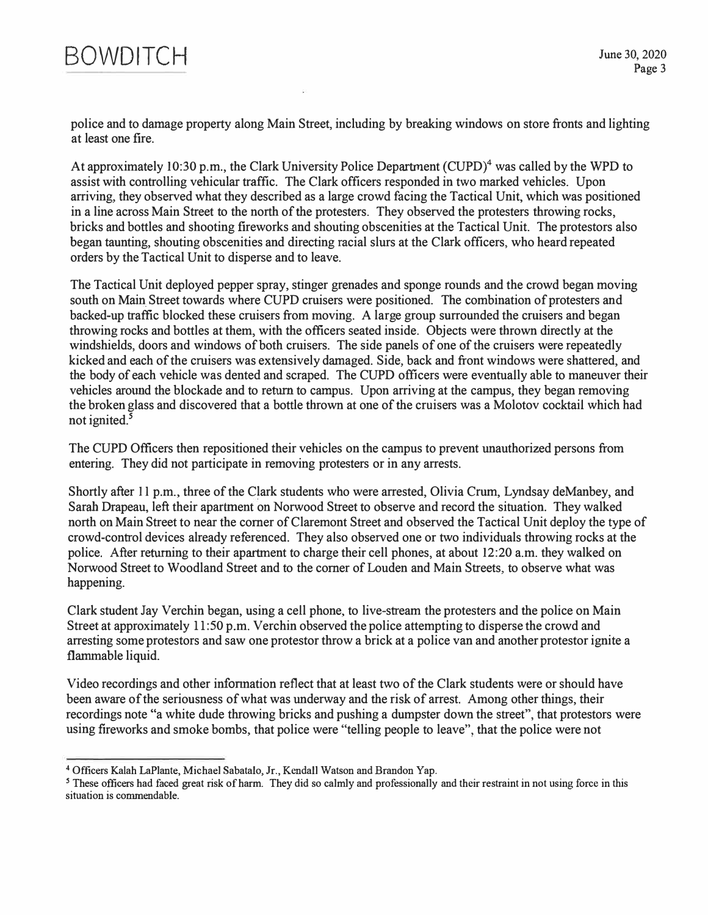police and to damage property along Main Street, including by breaking windows on store fronts and lighting at least one fire.

At approximately 10:30 p.m., the Clark University Police Department (CUPD)[4] was called by the WPD to assist with controlling vehicular traffic. The Clark officers responded in two marked vehicles. Upon arriving, they observed what they described as a large crowd facing the Tactical Unit, which was positioned in a line across Main Street to the north of the protesters. They observed the protesters throwing rocks, bricks and bottles and shooting fireworks and shouting obscenities at the Tactical Unit. The protestors also began taunting, shouting obscenities and directing racial slurs at the Clark officers, who heard repeated orders by the Tactical Unit to disperse and to leave.

The Tactical Unit deployed pepper spray, stinger grenades and sponge rounds and the crowd began moving south on Main Street towards where CUPD cruisers were positioned. The combination of protesters and backed-up traffic blocked these cruisers from moving. A large group surrounded the cruisers and began throwing rocks and bottles at them, with the officers seated inside. Objects were thrown directly at the windshields, doors and windows of both cruisers. The side panels of one of the cruisers were repeatedly kicked and each of the cruisers was extensively damaged. Side, back and front windows were shattered, and the body of each vehicle was dented and scraped. The CUPD officers were eventually able to maneuver their vehicles around the blockade and to return to campus. Upon arriving at the campus, they began removing the broken glass and discovered that a bottle thrown at one of the cruisers was a Molotov cocktail which had not ignited.[5]

The CUPD Officers then repositioned their vehicles on the campus to prevent unauthorized persons from entering. They did not participate in removing protesters or in any arrests.

Shortly after 11 p.m., three of the Clark students who were arrested, Olivia Crum, Lyndsay deManbey, and Sarah Drapeau, left their apartment on Norwood Street to observe and record the situation. They walked north on Main Street to near the corner of Claremont Street and observed the Tactical Unit deploy the type of crowd-control devices already referenced. They also observed one or two individuals throwing rocks at the police. After returning to their apartment to charge their cell phones, at about 12:20 a.m. they walked on Norwood Street to Woodland Street and to the corner of Louden and Main Streets, to observe what was happening.

Clark student Jay Verchin began, using a cell phone, to live-stream the protesters and the police on Main Street at approximately 11:50 p.m. Verchin observed the police attempting to disperse the crowd and arresting some protestors and saw one protestor throw a brick at a police van and another protestor ignite a flammable liquid.

Video recordings and other information reflect that at least two of the Clark students were or should have been aware of the seriousness of what was underway and the risk of arrest. Among other things, their recordings note "a white dude throwing bricks and pushing a dumpster down the street", that protestors were using fireworks and smoke bombs, that police were "telling people to leave", that the police were not

---

[4] Officers Kalah LaPlante, Michael Sabatalo, Jr., Kendall Watson and Brandon Yap.

[5] These officers had faced great risk of harm. They did so calmly and professionally and their restraint in not using force in this situation is commendable.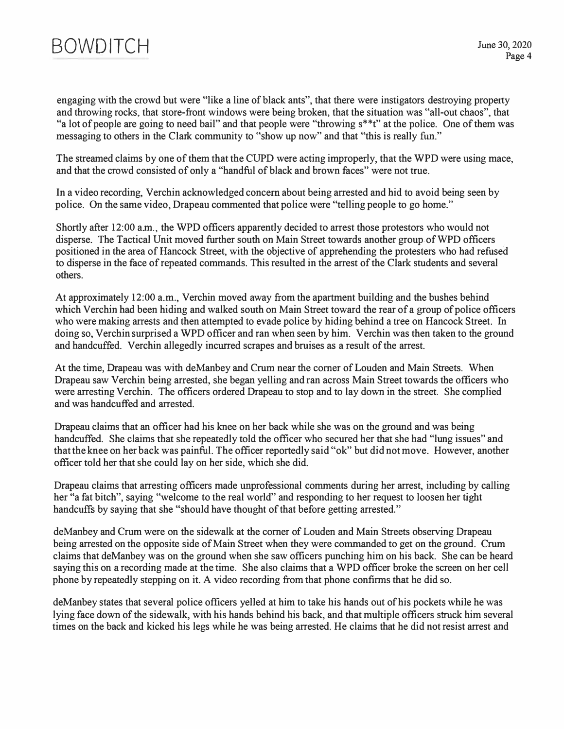engaging with the crowd but were "like a line of black ants", that there were instigators destroying property and throwing rocks, that store-front windows were being broken, that the situation was "all-out chaos", that "a lot of people are going to need bail" and that people were "throwing s**t" at the police. One of them was messaging to others in the Clark community to "show up now" and that "this is really fun."

The streamed claims by one of them that the CUPD were acting improperly, that the WPD were using mace, and that the crowd consisted of only a "handful of black and brown faces" were not true.

In a video recording, Verchin acknowledged concern about being arrested and hid to avoid being seen by police. On the same video, Drapeau commented that police were "telling people to go home."

Shortly after 12:00 a.m., the WPD officers apparently decided to arrest those protestors who would not disperse. The Tactical Unit moved further south on Main Street towards another group of WPD officers positioned in the area of Hancock Street, with the objective of apprehending the protesters who had refused to disperse in the face of repeated commands. This resulted in the arrest of the Clark students and several others.

At approximately 12:00 a.m., Verchin moved away from the apartment building and the bushes behind which Verchin had been hiding and walked south on Main Street toward the rear of a group of police officers who were making arrests and then attempted to evade police by hiding behind a tree on Hancock Street. In doing so, Verchin surprised a WPD officer and ran when seen by him. Verchin was then taken to the ground and handcuffed. Verchin allegedly incurred scrapes and bruises as a result of the arrest.

At the time, Drapeau was with deManbey and Crum near the corner of Louden and Main Streets. When Drapeau saw Verchin being arrested, she began yelling and ran across Main Street towards the officers who were arresting Verchin. The officers ordered Drapeau to stop and to lay down in the street. She complied and was handcuffed and arrested.

Drapeau claims that an officer had his knee on her back while she was on the ground and was being handcuffed. She claims that she repeatedly told the officer who secured her that she had "lung issues" and that the knee on her back was painful. The officer reportedly said "ok" but did not move. However, another officer told her that she could lay on her side, which she did.

Drapeau claims that arresting officers made unprofessional comments during her arrest, including by calling her "a fat bitch", saying "welcome to the real world" and responding to her request to loosen her tight handcuffs by saying that she "should have thought of that before getting arrested."

deManbey and Crum were on the sidewalk at the corner of Louden and Main Streets observing Drapeau being arrested on the opposite side of Main Street when they were commanded to get on the ground. Crum claims that deManbey was on the ground when she saw officers punching him on his back. She can be heard saying this on a recording made at the time. She also claims that a WPD officer broke the screen on her cell phone by repeatedly stepping on it. A video recording from that phone confirms that he did so.

deManbey states that several police officers yelled at him to take his hands out of his pockets while he was lying face down of the sidewalk, with his hands behind his back, and that multiple officers struck him several times on the back and kicked his legs while he was being arrested. He claims that he did not resist arrest and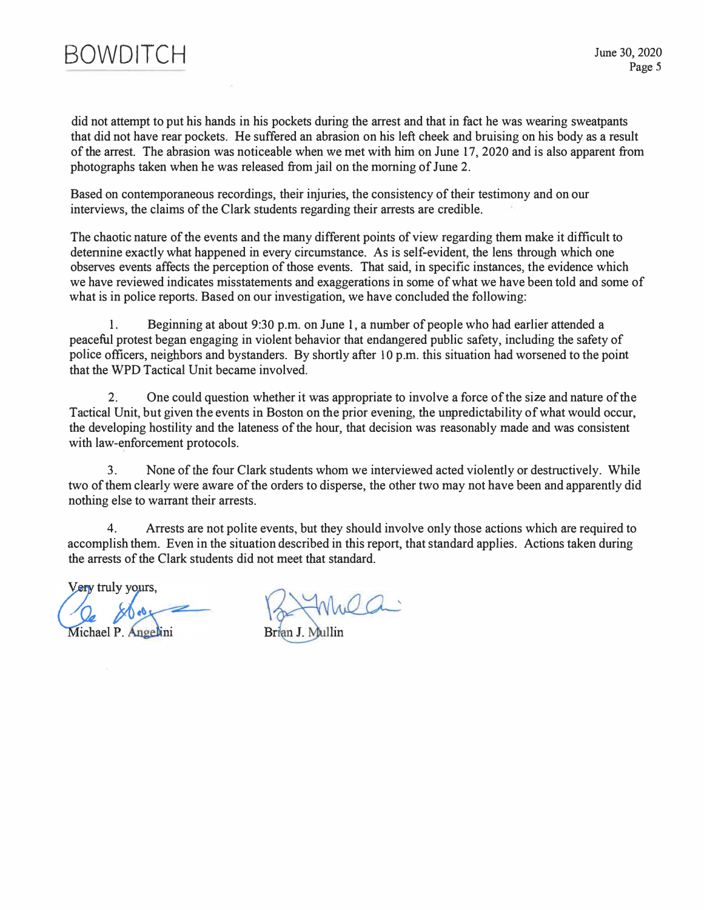did not attempt to put his hands in his pockets during the arrest and that in fact he was wearing sweatpants that did not have rear pockets. He suffered an abrasion on his left cheek and bruising on his body as a result of the arrest. The abrasion was noticeable when we met with him on June 17, 2020 and is also apparent from photographs taken when he was released from jail on the morning of June 2.

Based on contemporaneous recordings, their injuries, the consistency of their testimony and on our interviews, the claims of the Clark students regarding their arrests are credible.

The chaotic nature of the events and the many different points of view regarding them make it difficult to detennine exactly what happened in every circumstance. As is self-evident, the lens through which one observes events affects the perception of those events. That said, in specific instances, the evidence which we have reviewed indicates misstatements and exaggerations in some of what we have been told and some of what is in police reports. Based on our investigation, we have concluded the following:

1. Beginning at about 9:30 p.m. on June 1, a number of people who had earlier attended a peaceful protest began engaging in violent behavior that endangered public safety, including the safety of police officers, neighbors and bystanders. By shortly after 10 p.m. this situation had worsened to the point that the WPD Tactical Unit became involved.

2. One could question whether it was appropriate to involve a force of the size and nature of the Tactical Unit, but given the events in Boston on the prior evening, the unpredictability of what would occur, the developing hostility and the lateness of the hour, that decision was reasonably made and was consistent with law-enforcement protocols.

3. None of the four Clark students whom we interviewed acted violently or destructively. While two of them clearly were aware of the orders to disperse, the other two may not have been and apparently did nothing else to warrant their arrests.

4. Arrests are not polite events, but they should involve only those actions which are required to accomplish them. Even in the situation described in this report, that standard applies. Actions taken during the arrests of the Clark students did not meet that standard.

Very truly yours,

Michael P. Angelini

Brian J. Mullin